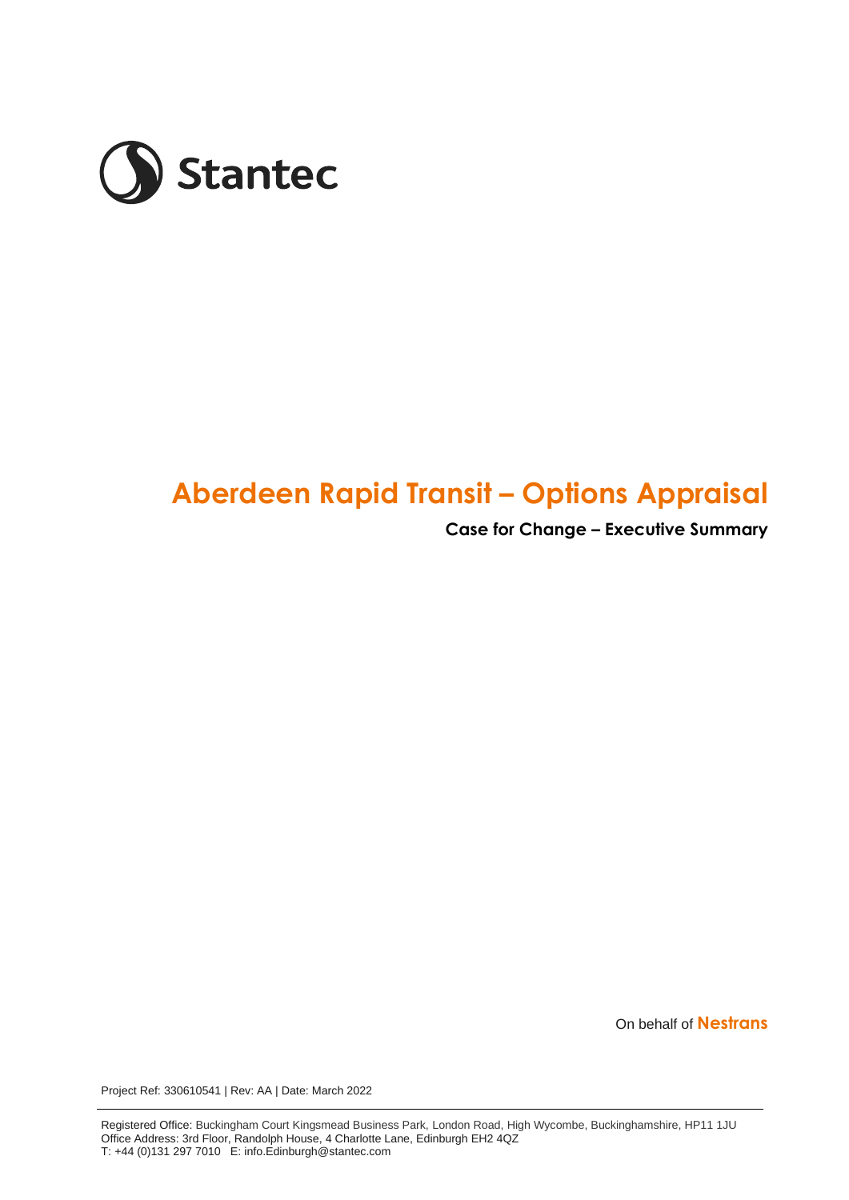Stantec

# Aberdeen Rapid Transit – Options Appraisal

## Case for Change – Executive Summary

On behalf of **Nestrans**

Project Ref: 330610541 | Rev: AA | Date: March 2022

Registered Office: Buckingham Court Kingsmead Business Park, London Road, High Wycombe, Buckinghamshire, HP11 1JU
Office Address: 3rd Floor, Randolph House, 4 Charlotte Lane, Edinburgh EH2 4QZ
T: +44 (0)131 297 7010 E: info.Edinburgh@stantec.com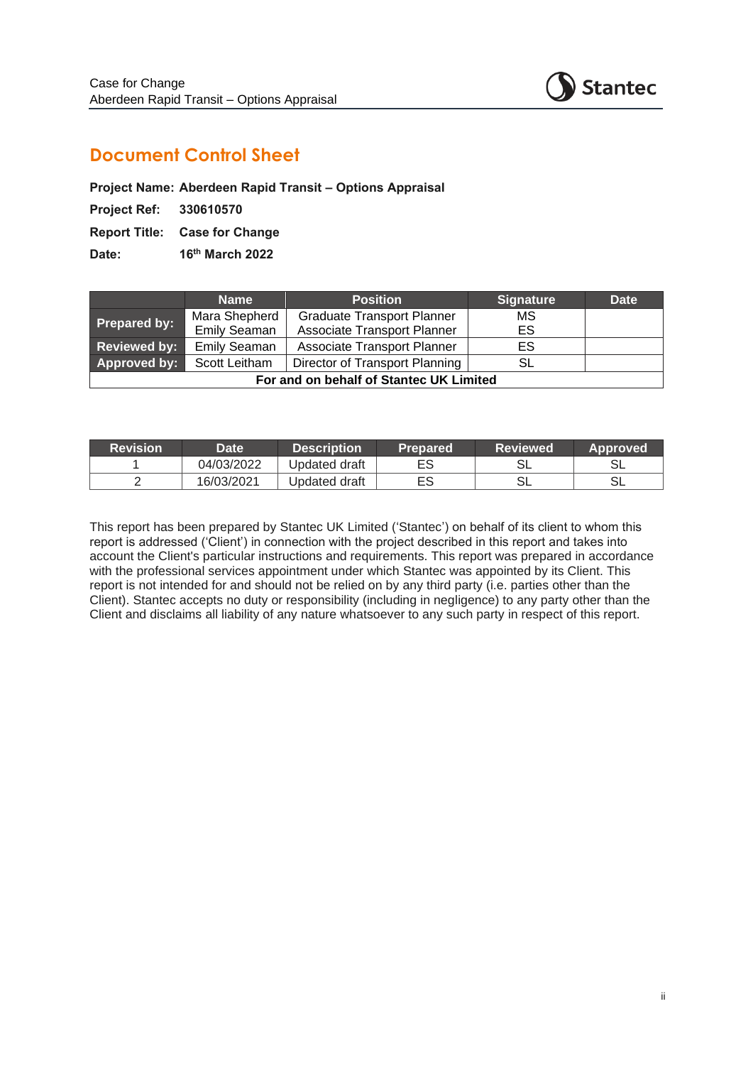# Document Control Sheet

**Project Name:** **Aberdeen Rapid Transit – Options Appraisal**

**Project Ref:** **330610570**

**Report Title:** **Case for Change**

**Date:** **16th March 2022**

| | Name | Position | Signature | Date |
|---|---|---|---|---|
| **Prepared by:** | Mara Shepherd<br>Emily Seaman | Graduate Transport Planner<br>Associate Transport Planner | MS<br>ES | |
| **Reviewed by:** | Emily Seaman | Associate Transport Planner | ES | |
| **Approved by:** | Scott Leitham | Director of Transport Planning | SL | |
| **For and on behalf of Stantec UK Limited** | | | | |

| Revision | Date | Description | Prepared | Reviewed | Approved |
|---|---|---|---|---|---|
| 1 | 04/03/2022 | Updated draft | ES | SL | SL |
| 2 | 16/03/2021 | Updated draft | ES | SL | SL |

This report has been prepared by Stantec UK Limited ('Stantec') on behalf of its client to whom this report is addressed ('Client') in connection with the project described in this report and takes into account the Client's particular instructions and requirements. This report was prepared in accordance with the professional services appointment under which Stantec was appointed by its Client. This report is not intended for and should not be relied on by any third party (i.e. parties other than the Client). Stantec accepts no duty or responsibility (including in negligence) to any party other than the Client and disclaims all liability of any nature whatsoever to any such party in respect of this report.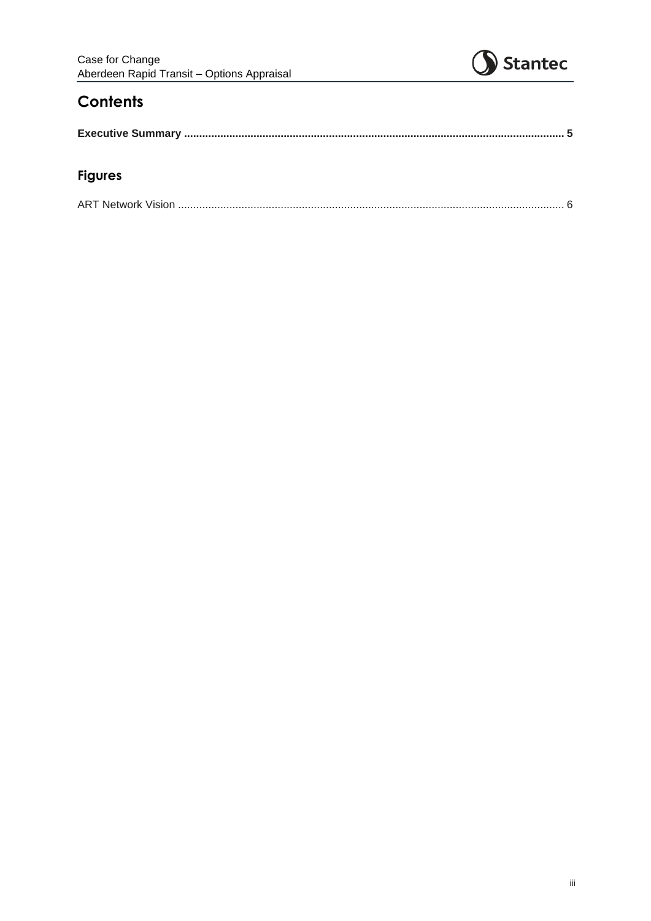# Contents

**Executive Summary ............................................................................................................................ 5**

# Figures

ART Network Vision .............................................................................................................................. 6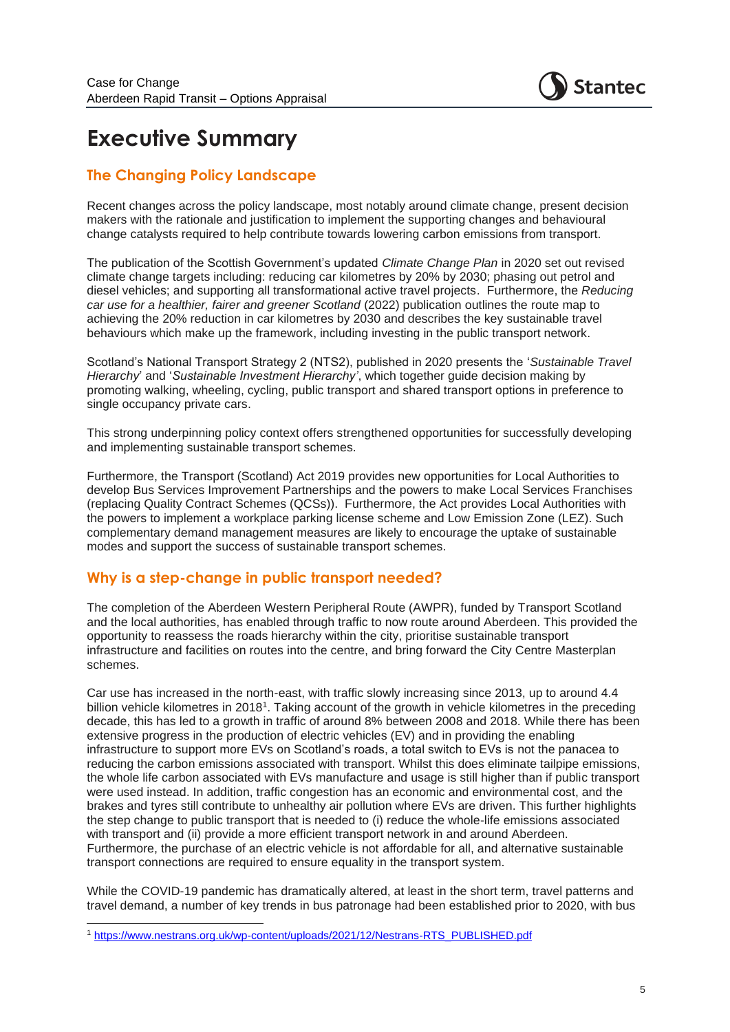# Executive Summary

## The Changing Policy Landscape

Recent changes across the policy landscape, most notably around climate change, present decision makers with the rationale and justification to implement the supporting changes and behavioural change catalysts required to help contribute towards lowering carbon emissions from transport.

The publication of the Scottish Government's updated *Climate Change Plan* in 2020 set out revised climate change targets including: reducing car kilometres by 20% by 2030; phasing out petrol and diesel vehicles; and supporting all transformational active travel projects. Furthermore, the *Reducing car use for a healthier, fairer and greener Scotland* (2022) publication outlines the route map to achieving the 20% reduction in car kilometres by 2030 and describes the key sustainable travel behaviours which make up the framework, including investing in the public transport network.

Scotland's National Transport Strategy 2 (NTS2), published in 2020 presents the '*Sustainable Travel Hierarchy*' and '*Sustainable Investment Hierarchy'*, which together guide decision making by promoting walking, wheeling, cycling, public transport and shared transport options in preference to single occupancy private cars.

This strong underpinning policy context offers strengthened opportunities for successfully developing and implementing sustainable transport schemes.

Furthermore, the Transport (Scotland) Act 2019 provides new opportunities for Local Authorities to develop Bus Services Improvement Partnerships and the powers to make Local Services Franchises (replacing Quality Contract Schemes (QCSs)). Furthermore, the Act provides Local Authorities with the powers to implement a workplace parking license scheme and Low Emission Zone (LEZ). Such complementary demand management measures are likely to encourage the uptake of sustainable modes and support the success of sustainable transport schemes.

## Why is a step-change in public transport needed?

The completion of the Aberdeen Western Peripheral Route (AWPR), funded by Transport Scotland and the local authorities, has enabled through traffic to now route around Aberdeen. This provided the opportunity to reassess the roads hierarchy within the city, prioritise sustainable transport infrastructure and facilities on routes into the centre, and bring forward the City Centre Masterplan schemes.

Car use has increased in the north-east, with traffic slowly increasing since 2013, up to around 4.4 billion vehicle kilometres in 2018[1]. Taking account of the growth in vehicle kilometres in the preceding decade, this has led to a growth in traffic of around 8% between 2008 and 2018. While there has been extensive progress in the production of electric vehicles (EV) and in providing the enabling infrastructure to support more EVs on Scotland's roads, a total switch to EVs is not the panacea to reducing the carbon emissions associated with transport. Whilst this does eliminate tailpipe emissions, the whole life carbon associated with EVs manufacture and usage is still higher than if public transport were used instead. In addition, traffic congestion has an economic and environmental cost, and the brakes and tyres still contribute to unhealthy air pollution where EVs are driven. This further highlights the step change to public transport that is needed to (i) reduce the whole-life emissions associated with transport and (ii) provide a more efficient transport network in and around Aberdeen. Furthermore, the purchase of an electric vehicle is not affordable for all, and alternative sustainable transport connections are required to ensure equality in the transport system.

While the COVID-19 pandemic has dramatically altered, at least in the short term, travel patterns and travel demand, a number of key trends in bus patronage had been established prior to 2020, with bus

[1] https://www.nestrans.org.uk/wp-content/uploads/2021/12/Nestrans-RTS_PUBLISHED.pdf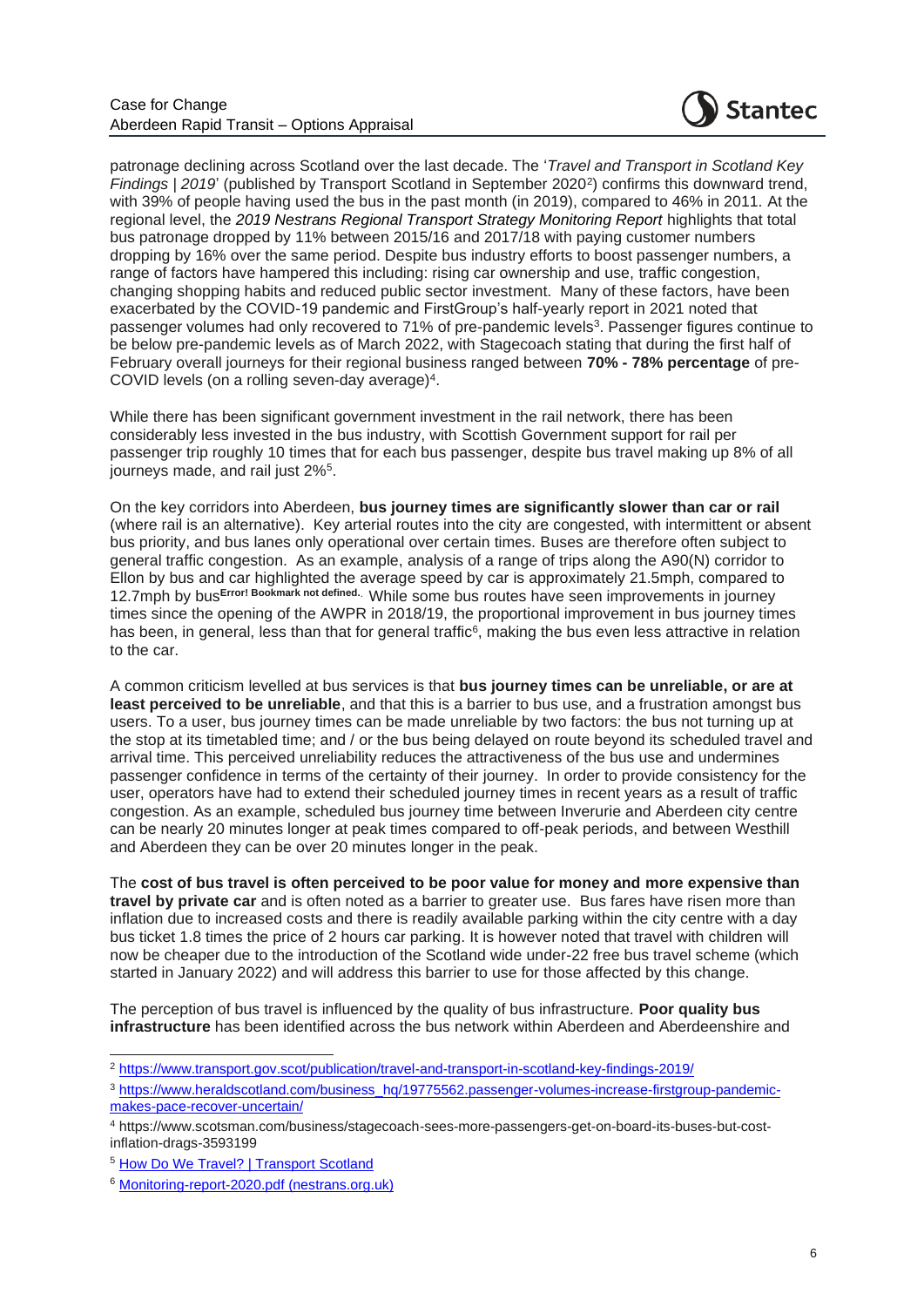patronage declining across Scotland over the last decade. The '*Travel and Transport in Scotland Key Findings | 2019*' (published by Transport Scotland in September 2020[2]) confirms this downward trend, with 39% of people having used the bus in the past month (in 2019), compared to 46% in 2011. At the regional level, the ***2019 Nestrans Regional Transport Strategy Monitoring Report*** highlights that total bus patronage dropped by 11% between 2015/16 and 2017/18 with paying customer numbers dropping by 16% over the same period. Despite bus industry efforts to boost passenger numbers, a range of factors have hampered this including: rising car ownership and use, traffic congestion, changing shopping habits and reduced public sector investment. Many of these factors, have been exacerbated by the COVID-19 pandemic and FirstGroup's half-yearly report in 2021 noted that passenger volumes had only recovered to 71% of pre-pandemic levels[3]. Passenger figures continue to be below pre-pandemic levels as of March 2022, with Stagecoach stating that during the first half of February overall journeys for their regional business ranged between **70% - 78% percentage** of pre-COVID levels (on a rolling seven-day average)[4].

While there has been significant government investment in the rail network, there has been considerably less invested in the bus industry, with Scottish Government support for rail per passenger trip roughly 10 times that for each bus passenger, despite bus travel making up 8% of all journeys made, and rail just 2%[5].

On the key corridors into Aberdeen, **bus journey times are significantly slower than car or rail** (where rail is an alternative). Key arterial routes into the city are congested, with intermittent or absent bus priority, and bus lanes only operational over certain times. Buses are therefore often subject to general traffic congestion. As an example, analysis of a range of trips along the A90(N) corridor to Ellon by bus and car highlighted the average speed by car is approximately 21.5mph, compared to 12.7mph by bus**Error! Bookmark not defined.**. While some bus routes have seen improvements in journey times since the opening of the AWPR in 2018/19, the proportional improvement in bus journey times has been, in general, less than that for general traffic[6], making the bus even less attractive in relation to the car.

A common criticism levelled at bus services is that **bus journey times can be unreliable, or are at least perceived to be unreliable**, and that this is a barrier to bus use, and a frustration amongst bus users. To a user, bus journey times can be made unreliable by two factors: the bus not turning up at the stop at its timetabled time; and / or the bus being delayed on route beyond its scheduled travel and arrival time. This perceived unreliability reduces the attractiveness of the bus use and undermines passenger confidence in terms of the certainty of their journey. In order to provide consistency for the user, operators have had to extend their scheduled journey times in recent years as a result of traffic congestion. As an example, scheduled bus journey time between Inverurie and Aberdeen city centre can be nearly 20 minutes longer at peak times compared to off-peak periods, and between Westhill and Aberdeen they can be over 20 minutes longer in the peak.

The **cost of bus travel is often perceived to be poor value for money and more expensive than travel by private car** and is often noted as a barrier to greater use. Bus fares have risen more than inflation due to increased costs and there is readily available parking within the city centre with a day bus ticket 1.8 times the price of 2 hours car parking. It is however noted that travel with children will now be cheaper due to the introduction of the Scotland wide under-22 free bus travel scheme (which started in January 2022) and will address this barrier to use for those affected by this change.

The perception of bus travel is influenced by the quality of bus infrastructure. **Poor quality bus infrastructure** has been identified across the bus network within Aberdeen and Aberdeenshire and

---

[2] https://www.transport.gov.scot/publication/travel-and-transport-in-scotland-key-findings-2019/

[3] https://www.heraldscotland.com/business_hq/19775562.passenger-volumes-increase-firstgroup-pandemic-makes-pace-recover-uncertain/

[4] https://www.scotsman.com/business/stagecoach-sees-more-passengers-get-on-board-its-buses-but-cost-inflation-drags-3593199

[5] How Do We Travel? | Transport Scotland

[6] Monitoring-report-2020.pdf (nestrans.org.uk)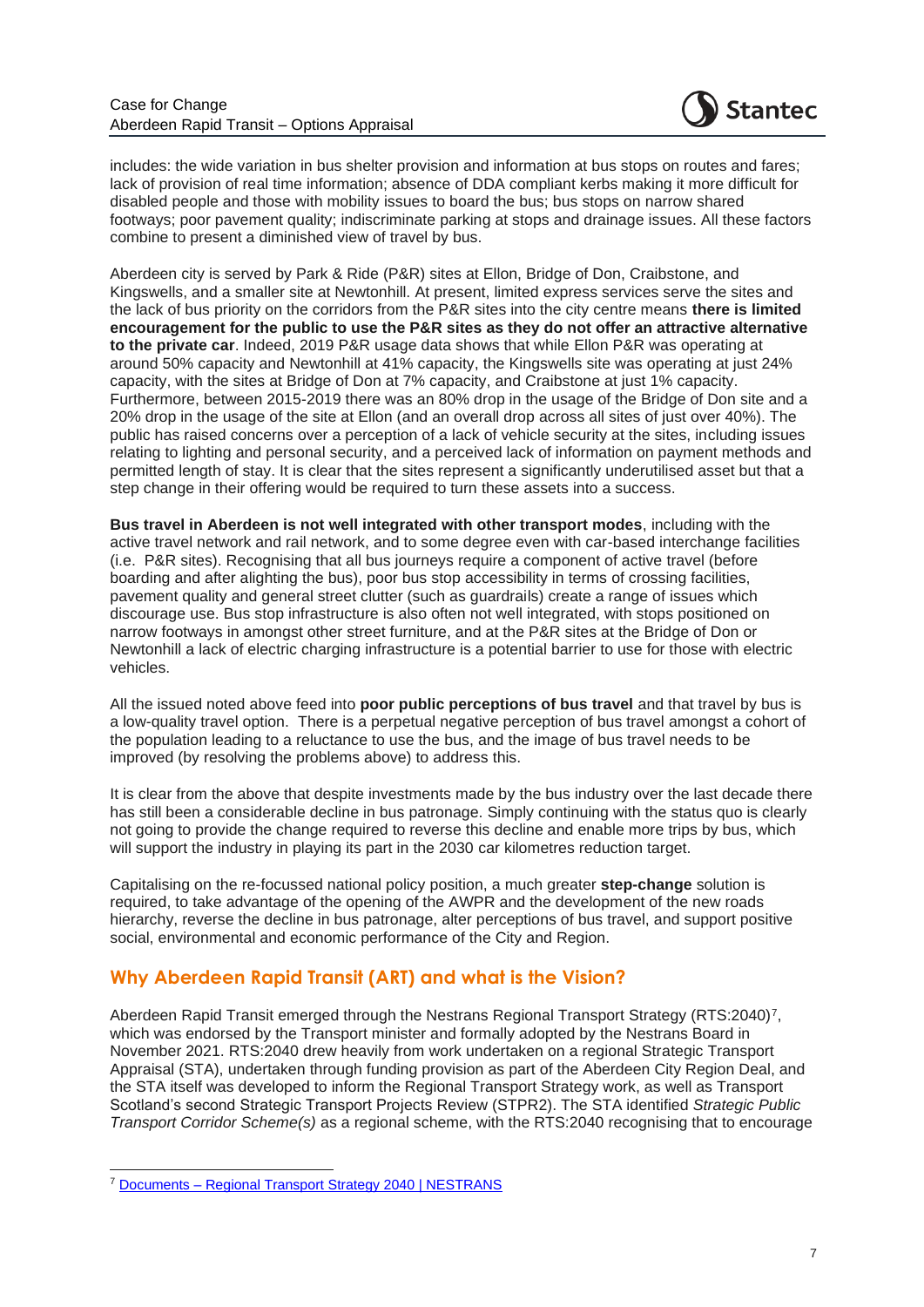includes: the wide variation in bus shelter provision and information at bus stops on routes and fares; lack of provision of real time information; absence of DDA compliant kerbs making it more difficult for disabled people and those with mobility issues to board the bus; bus stops on narrow shared footways; poor pavement quality; indiscriminate parking at stops and drainage issues. All these factors combine to present a diminished view of travel by bus.

Aberdeen city is served by Park & Ride (P&R) sites at Ellon, Bridge of Don, Craibstone, and Kingswells, and a smaller site at Newtonhill. At present, limited express services serve the sites and the lack of bus priority on the corridors from the P&R sites into the city centre means **there is limited encouragement for the public to use the P&R sites as they do not offer an attractive alternative to the private car**. Indeed, 2019 P&R usage data shows that while Ellon P&R was operating at around 50% capacity and Newtonhill at 41% capacity, the Kingswells site was operating at just 24% capacity, with the sites at Bridge of Don at 7% capacity, and Craibstone at just 1% capacity. Furthermore, between 2015-2019 there was an 80% drop in the usage of the Bridge of Don site and a 20% drop in the usage of the site at Ellon (and an overall drop across all sites of just over 40%). The public has raised concerns over a perception of a lack of vehicle security at the sites, including issues relating to lighting and personal security, and a perceived lack of information on payment methods and permitted length of stay. It is clear that the sites represent a significantly underutilised asset but that a step change in their offering would be required to turn these assets into a success.

**Bus travel in Aberdeen is not well integrated with other transport modes**, including with the active travel network and rail network, and to some degree even with car-based interchange facilities (i.e. P&R sites). Recognising that all bus journeys require a component of active travel (before boarding and after alighting the bus), poor bus stop accessibility in terms of crossing facilities, pavement quality and general street clutter (such as guardrails) create a range of issues which discourage use. Bus stop infrastructure is also often not well integrated, with stops positioned on narrow footways in amongst other street furniture, and at the P&R sites at the Bridge of Don or Newtonhill a lack of electric charging infrastructure is a potential barrier to use for those with electric vehicles.

All the issued noted above feed into **poor public perceptions of bus travel** and that travel by bus is a low-quality travel option. There is a perpetual negative perception of bus travel amongst a cohort of the population leading to a reluctance to use the bus, and the image of bus travel needs to be improved (by resolving the problems above) to address this.

It is clear from the above that despite investments made by the bus industry over the last decade there has still been a considerable decline in bus patronage. Simply continuing with the status quo is clearly not going to provide the change required to reverse this decline and enable more trips by bus, which will support the industry in playing its part in the 2030 car kilometres reduction target.

Capitalising on the re-focussed national policy position, a much greater **step-change** solution is required, to take advantage of the opening of the AWPR and the development of the new roads hierarchy, reverse the decline in bus patronage, alter perceptions of bus travel, and support positive social, environmental and economic performance of the City and Region.

## Why Aberdeen Rapid Transit (ART) and what is the Vision?

Aberdeen Rapid Transit emerged through the Nestrans Regional Transport Strategy (RTS:2040)[7], which was endorsed by the Transport minister and formally adopted by the Nestrans Board in November 2021. RTS:2040 drew heavily from work undertaken on a regional Strategic Transport Appraisal (STA), undertaken through funding provision as part of the Aberdeen City Region Deal, and the STA itself was developed to inform the Regional Transport Strategy work, as well as Transport Scotland's second Strategic Transport Projects Review (STPR2). The STA identified *Strategic Public Transport Corridor Scheme(s)* as a regional scheme, with the RTS:2040 recognising that to encourage

[7] Documents – Regional Transport Strategy 2040 | NESTRANS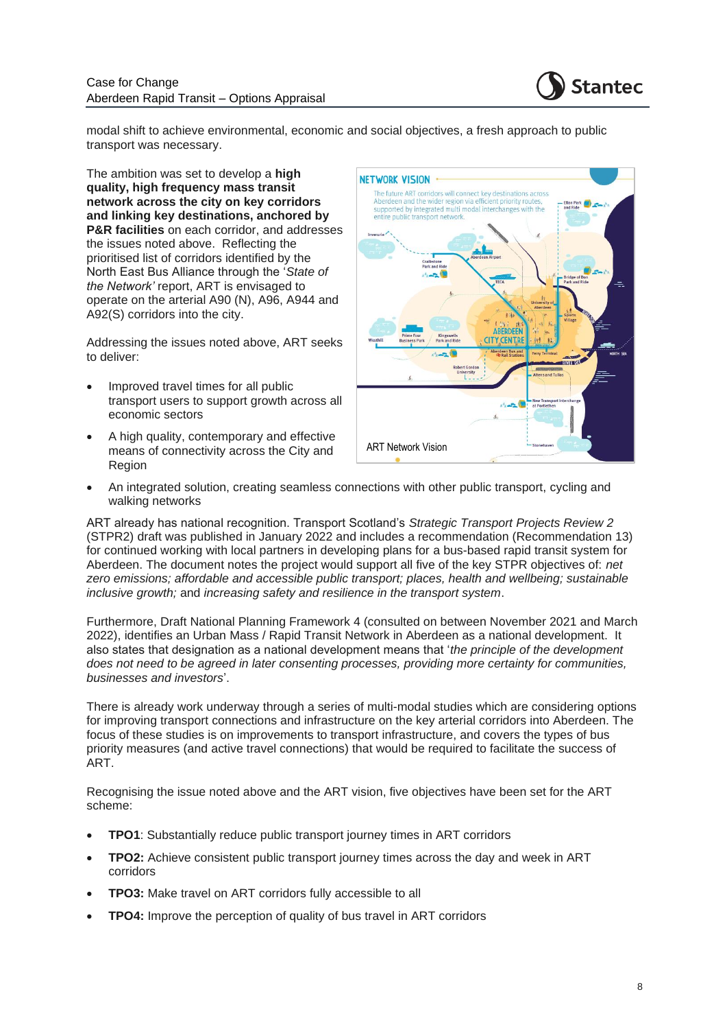modal shift to achieve environmental, economic and social objectives, a fresh approach to public transport was necessary.

The ambition was set to develop a **high quality, high frequency mass transit network across the city on key corridors and linking key destinations, anchored by P&R facilities** on each corridor, and addresses the issues noted above. Reflecting the prioritised list of corridors identified by the North East Bus Alliance through the '*State of the Network'* report, ART is envisaged to operate on the arterial A90 (N), A96, A944 and A92(S) corridors into the city.

ART Network Vision

Addressing the issues noted above, ART seeks to deliver:

- Improved travel times for all public transport users to support growth across all economic sectors
- A high quality, contemporary and effective means of connectivity across the City and Region
- An integrated solution, creating seamless connections with other public transport, cycling and walking networks

ART already has national recognition. Transport Scotland's *Strategic Transport Projects Review 2* (STPR2) draft was published in January 2022 and includes a recommendation (Recommendation 13) for continued working with local partners in developing plans for a bus-based rapid transit system for Aberdeen. The document notes the project would support all five of the key STPR objectives of: *net zero emissions; affordable and accessible public transport; places, health and wellbeing; sustainable inclusive growth;* and *increasing safety and resilience in the transport system*.

Furthermore, Draft National Planning Framework 4 (consulted on between November 2021 and March 2022), identifies an Urban Mass / Rapid Transit Network in Aberdeen as a national development. It also states that designation as a national development means that '*the principle of the development does not need to be agreed in later consenting processes, providing more certainty for communities, businesses and investors*'.

There is already work underway through a series of multi-modal studies which are considering options for improving transport connections and infrastructure on the key arterial corridors into Aberdeen. The focus of these studies is on improvements to transport infrastructure, and covers the types of bus priority measures (and active travel connections) that would be required to facilitate the success of ART.

Recognising the issue noted above and the ART vision, five objectives have been set for the ART scheme:

- **TPO1**: Substantially reduce public transport journey times in ART corridors
- **TPO2:** Achieve consistent public transport journey times across the day and week in ART corridors
- **TPO3:** Make travel on ART corridors fully accessible to all
- **TPO4:** Improve the perception of quality of bus travel in ART corridors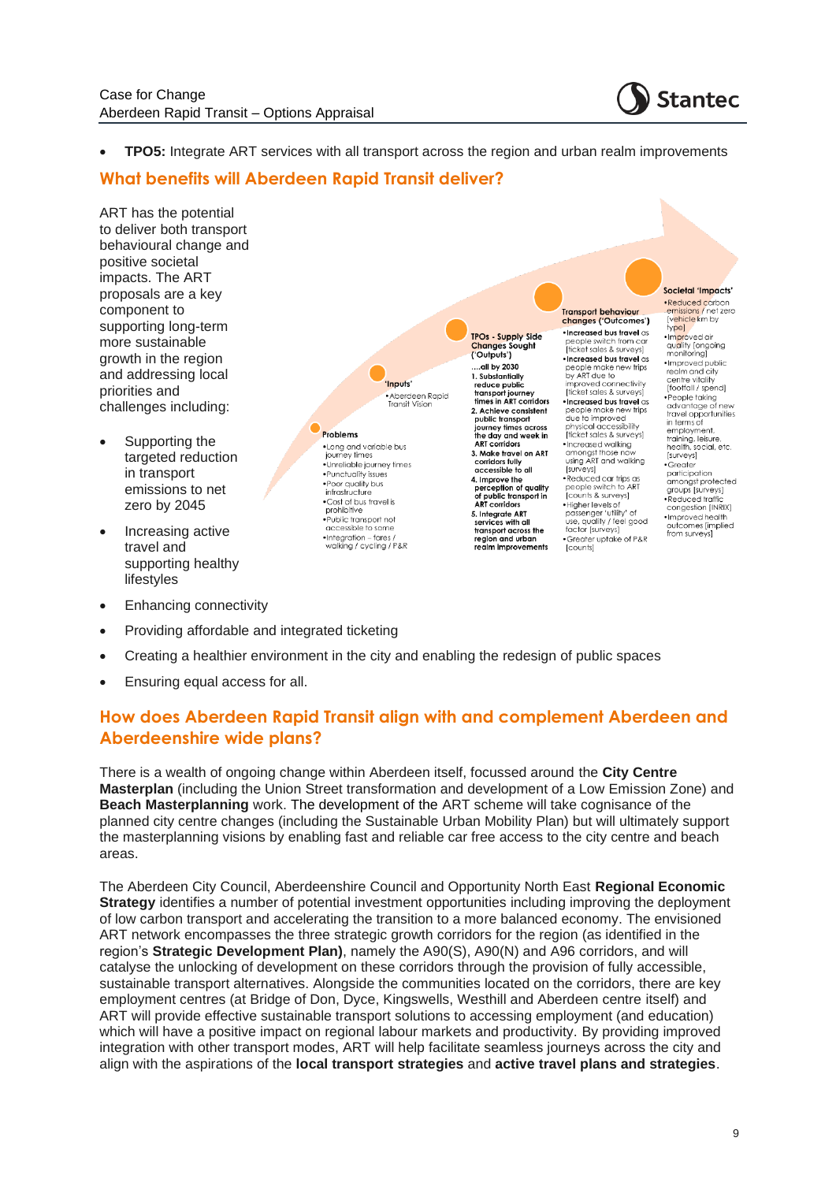- **TPO5:** Integrate ART services with all transport across the region and urban realm improvements

## What benefits will Aberdeen Rapid Transit deliver?

ART has the potential to deliver both transport behavioural change and positive societal impacts. The ART proposals are a key component to supporting long-term more sustainable growth in the region and addressing local priorities and challenges including:

- Supporting the targeted reduction in transport emissions to net zero by 2045
- Increasing active travel and supporting healthy lifestyles
- Enhancing connectivity
- Providing affordable and integrated ticketing
- Creating a healthier environment in the city and enabling the redesign of public spaces
- Ensuring equal access for all.

Problems
- Long and variable bus journey times
- Unreliable journey times
- Punctuality issues
- Poor quality bus infrastructure
- Cost of bus travel is prohibitive
- Public transport not accessible to some
- Integration – fares / walking / cycling / P&R

'Inputs'
- Aberdeen Rapid Transit Vision

TPOs - Supply Side Changes Sought ('Outputs')
....all by 2030
1. Substantially reduce public transport journey times in ART corridors
2. Achieve consistent public transport journey times across the day and week in ART corridors
3. Make travel on ART corridors fully accessible to all
4. Improve the perception of quality of public transport in ART corridors
5. Integrate ART services with all transport across the region and urban realm improvements

Transport behaviour changes ('Outcomes')
- Increased bus travel as people switch from car [ticket sales & surveys]
- Increased bus travel as people make new trips by ART due to improved connectivity [ticket sales & surveys]
- Increased bus travel as people make new trips due to improved physical accessibility [ticket sales & surveys]
- Increased walking amongst those now using ART and walking [surveys]
- Reduced car trips as people switch to ART [counts & surveys]
- Higher levels of passenger 'utility' of use, quality / feel good factor [surveys]
- Greater uptake of P&R [counts]

Societal 'Impacts'
- Reduced carbon emissions / net zero [vehicle km by type]
- Improved air quality [ongoing monitoring]
- Improved public realm and city centre vitality [footfall / spend]
- People taking advantage of new travel opportunities in terms of employment, training, leisure, health, social, etc. [surveys]
- Greater participation amongst protected groups [surveys]
- Reduced traffic congestion [INRIX]
- Improved health outcomes [implied from surveys]

## How does Aberdeen Rapid Transit align with and complement Aberdeen and Aberdeenshire wide plans?

There is a wealth of ongoing change within Aberdeen itself, focussed around the **City Centre Masterplan** (including the Union Street transformation and development of a Low Emission Zone) and **Beach Masterplanning** work. The development of the ART scheme will take cognisance of the planned city centre changes (including the Sustainable Urban Mobility Plan) but will ultimately support the masterplanning visions by enabling fast and reliable car free access to the city centre and beach areas.

The Aberdeen City Council, Aberdeenshire Council and Opportunity North East **Regional Economic Strategy** identifies a number of potential investment opportunities including improving the deployment of low carbon transport and accelerating the transition to a more balanced economy. The envisioned ART network encompasses the three strategic growth corridors for the region (as identified in the region's **Strategic Development Plan)**, namely the A90(S), A90(N) and A96 corridors, and will catalyse the unlocking of development on these corridors through the provision of fully accessible, sustainable transport alternatives. Alongside the communities located on the corridors, there are key employment centres (at Bridge of Don, Dyce, Kingswells, Westhill and Aberdeen centre itself) and ART will provide effective sustainable transport solutions to accessing employment (and education) which will have a positive impact on regional labour markets and productivity. By providing improved integration with other transport modes, ART will help facilitate seamless journeys across the city and align with the aspirations of the **local transport strategies** and **active travel plans and strategies**.